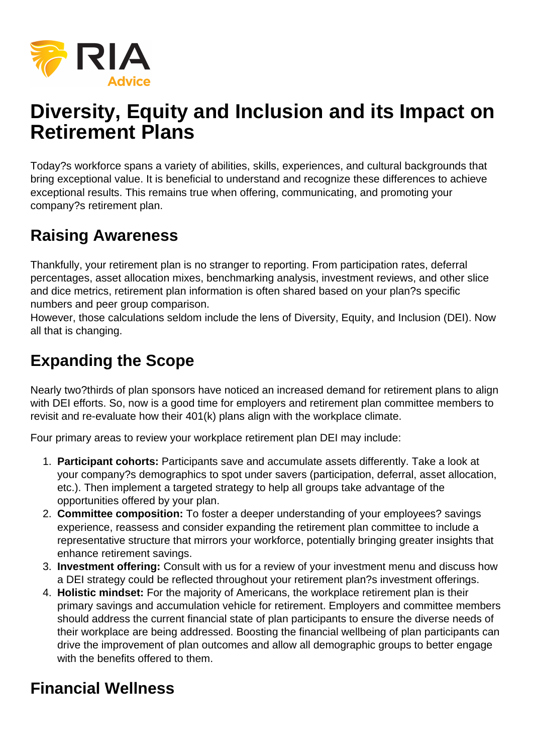RIA Advice

# Diversity, Equity and Inclusion and its Impact on Retirement Plans

Today?s workforce spans a variety of abilities, skills, experiences, and cultural backgrounds that bring exceptional value. It is beneficial to understand and recognize these differences to achieve exceptional results. This remains true when offering, communicating, and promoting your company?s retirement plan.

## Raising Awareness

Thankfully, your retirement plan is no stranger to reporting. From participation rates, deferral percentages, asset allocation mixes, benchmarking analysis, investment reviews, and other slice and dice metrics, retirement plan information is often shared based on your plan?s specific numbers and peer group comparison.
However, those calculations seldom include the lens of Diversity, Equity, and Inclusion (DEI). Now all that is changing.

## Expanding the Scope

Nearly two?thirds of plan sponsors have noticed an increased demand for retirement plans to align with DEI efforts. So, now is a good time for employers and retirement plan committee members to revisit and re-evaluate how their 401(k) plans align with the workplace climate.

Four primary areas to review your workplace retirement plan DEI may include:

1. **Participant cohorts:** Participants save and accumulate assets differently. Take a look at your company?s demographics to spot under savers (participation, deferral, asset allocation, etc.). Then implement a targeted strategy to help all groups take advantage of the opportunities offered by your plan.
2. **Committee composition:** To foster a deeper understanding of your employees? savings experience, reassess and consider expanding the retirement plan committee to include a representative structure that mirrors your workforce, potentially bringing greater insights that enhance retirement savings.
3. **Investment offering:** Consult with us for a review of your investment menu and discuss how a DEI strategy could be reflected throughout your retirement plan?s investment offerings.
4. **Holistic mindset:** For the majority of Americans, the workplace retirement plan is their primary savings and accumulation vehicle for retirement. Employers and committee members should address the current financial state of plan participants to ensure the diverse needs of their workplace are being addressed. Boosting the financial wellbeing of plan participants can drive the improvement of plan outcomes and allow all demographic groups to better engage with the benefits offered to them.

## Financial Wellness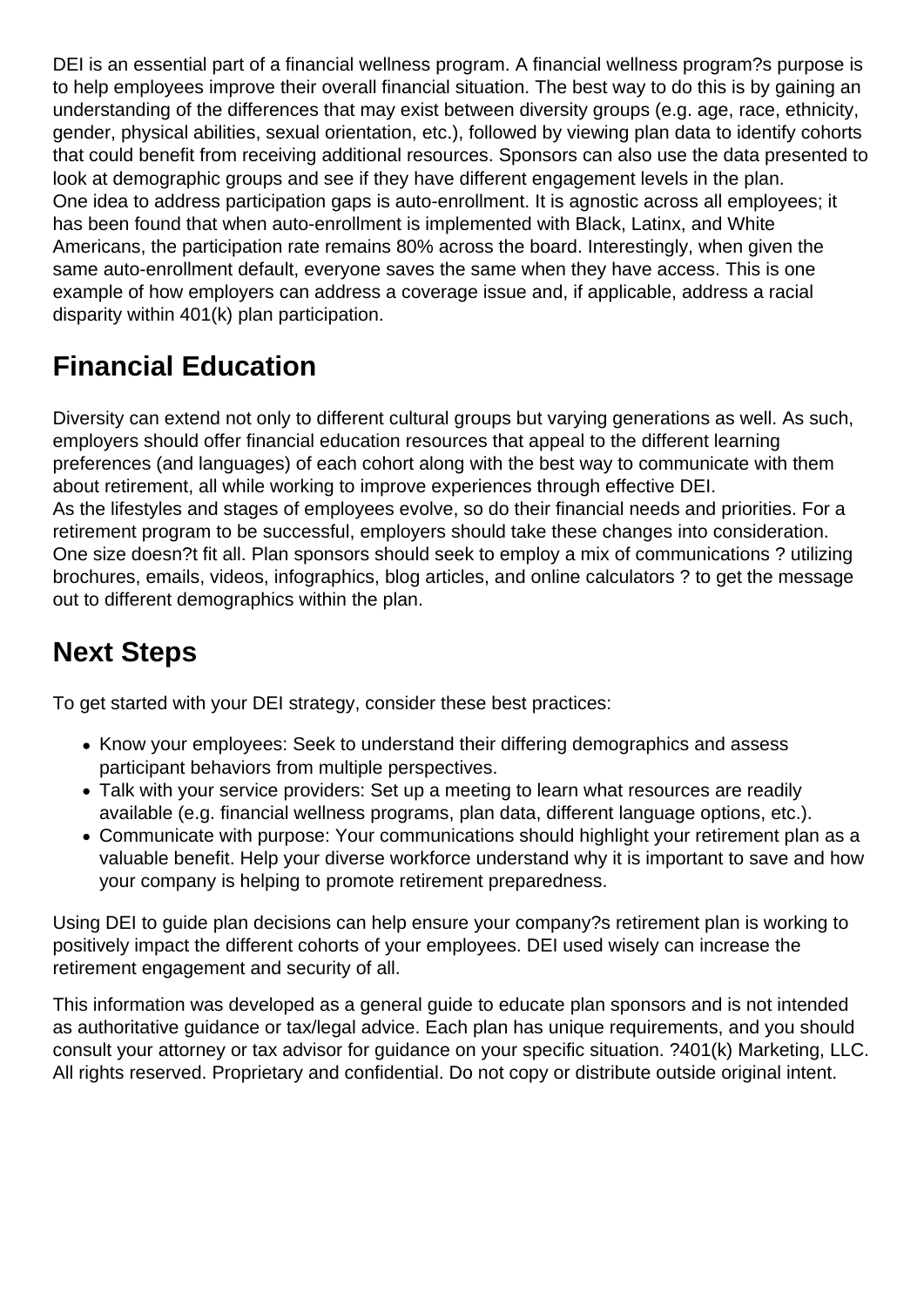DEI is an essential part of a financial wellness program. A financial wellness program?s purpose is to help employees improve their overall financial situation. The best way to do this is by gaining an understanding of the differences that may exist between diversity groups (e.g. age, race, ethnicity, gender, physical abilities, sexual orientation, etc.), followed by viewing plan data to identify cohorts that could benefit from receiving additional resources. Sponsors can also use the data presented to look at demographic groups and see if they have different engagement levels in the plan.
One idea to address participation gaps is auto-enrollment. It is agnostic across all employees; it has been found that when auto-enrollment is implemented with Black, Latinx, and White Americans, the participation rate remains 80% across the board. Interestingly, when given the same auto-enrollment default, everyone saves the same when they have access. This is one example of how employers can address a coverage issue and, if applicable, address a racial disparity within 401(k) plan participation.

## Financial Education

Diversity can extend not only to different cultural groups but varying generations as well. As such, employers should offer financial education resources that appeal to the different learning preferences (and languages) of each cohort along with the best way to communicate with them about retirement, all while working to improve experiences through effective DEI.
As the lifestyles and stages of employees evolve, so do their financial needs and priorities. For a retirement program to be successful, employers should take these changes into consideration. One size doesn?t fit all. Plan sponsors should seek to employ a mix of communications ? utilizing brochures, emails, videos, infographics, blog articles, and online calculators ? to get the message out to different demographics within the plan.

## Next Steps

To get started with your DEI strategy, consider these best practices:

- Know your employees: Seek to understand their differing demographics and assess participant behaviors from multiple perspectives.
- Talk with your service providers: Set up a meeting to learn what resources are readily available (e.g. financial wellness programs, plan data, different language options, etc.).
- Communicate with purpose: Your communications should highlight your retirement plan as a valuable benefit. Help your diverse workforce understand why it is important to save and how your company is helping to promote retirement preparedness.

Using DEI to guide plan decisions can help ensure your company?s retirement plan is working to positively impact the different cohorts of your employees. DEI used wisely can increase the retirement engagement and security of all.

This information was developed as a general guide to educate plan sponsors and is not intended as authoritative guidance or tax/legal advice. Each plan has unique requirements, and you should consult your attorney or tax advisor for guidance on your specific situation. ?401(k) Marketing, LLC. All rights reserved. Proprietary and confidential. Do not copy or distribute outside original intent.